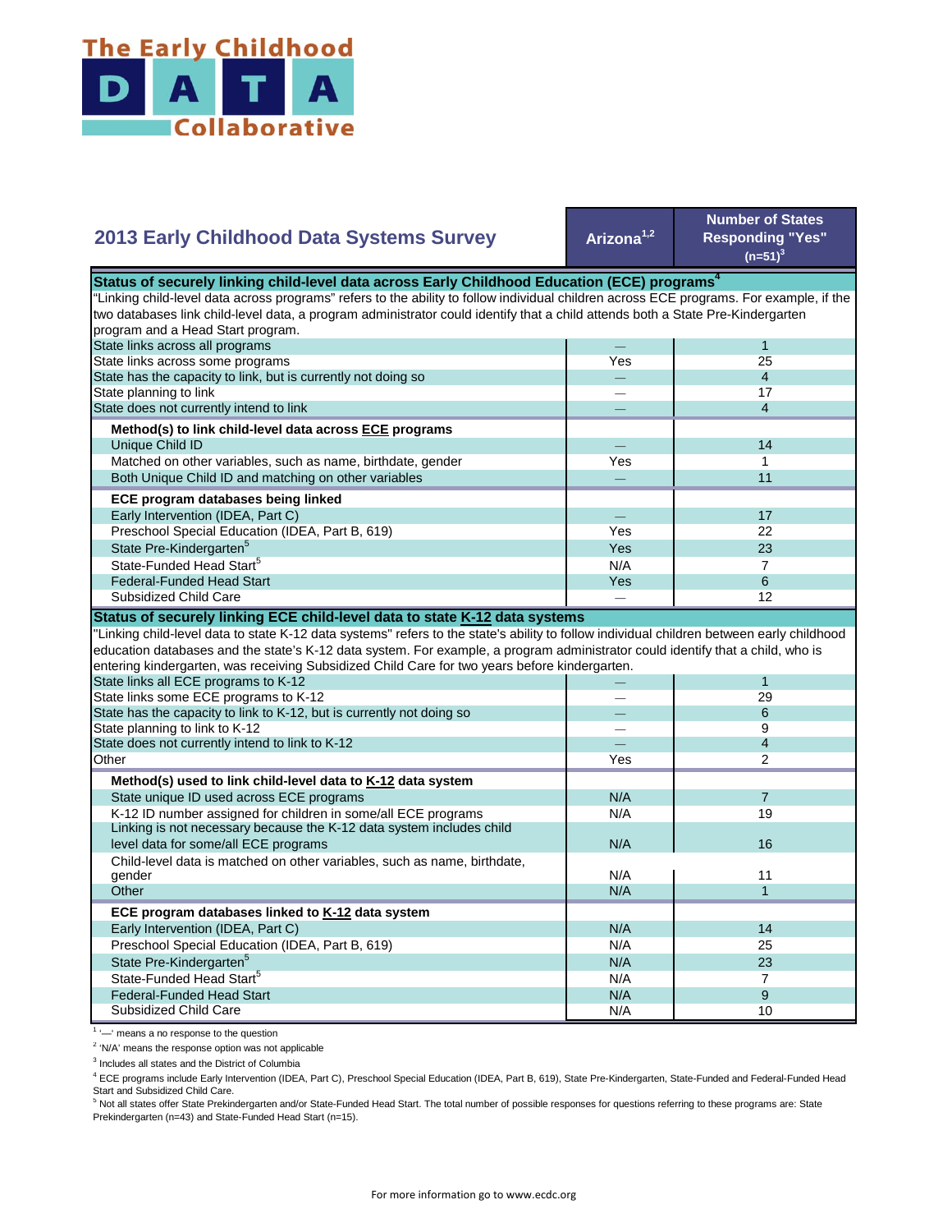# The Early Childhood DATA Collaborative

## 2013 Early Childhood Data Systems Survey

| 2013 Early Childhood Data Systems Survey | Arizona[1,2] | Number of States Responding "Yes" (n=51)[3] |
|---|---|---|
| **Status of securely linking child-level data across Early Childhood Education (ECE) programs[4]** | | |
| "Linking child-level data across programs" refers to the ability to follow individual children across ECE programs. For example, if the two databases link child-level data, a program administrator could identify that a child attends both a State Pre-Kindergarten program and a Head Start program. | | |
| State links across all programs | — | 1 |
| State links across some programs | Yes | 25 |
| State has the capacity to link, but is currently not doing so | — | 4 |
| State planning to link | — | 17 |
| State does not currently intend to link | — | 4 |
| **Method(s) to link child-level data across ECE programs** | | |
| Unique Child ID | — | 14 |
| Matched on other variables, such as name, birthdate, gender | Yes | 1 |
| Both Unique Child ID and matching on other variables | — | 11 |
| **ECE program databases being linked** | | |
| Early Intervention (IDEA, Part C) | — | 17 |
| Preschool Special Education (IDEA, Part B, 619) | Yes | 22 |
| State Pre-Kindergarten[5] | Yes | 23 |
| State-Funded Head Start[5] | N/A | 7 |
| Federal-Funded Head Start | Yes | 6 |
| Subsidized Child Care | — | 12 |
| **Status of securely linking ECE child-level data to state K-12 data systems** | | |
| "Linking child-level data to state K-12 data systems" refers to the state's ability to follow individual children between early childhood education databases and the state's K-12 data system. For example, a program administrator could identify that a child, who is entering kindergarten, was receiving Subsidized Child Care for two years before kindergarten. | | |
| State links all ECE programs to K-12 | — | 1 |
| State links some ECE programs to K-12 | — | 29 |
| State has the capacity to link to K-12, but is currently not doing so | — | 6 |
| State planning to link to K-12 | — | 9 |
| State does not currently intend to link to K-12 | — | 4 |
| Other | Yes | 2 |
| **Method(s) used to link child-level data to K-12 data system** | | |
| State unique ID used across ECE programs | N/A | 7 |
| K-12 ID number assigned for children in some/all ECE programs | N/A | 19 |
| Linking is not necessary because the K-12 data system includes child level data for some/all ECE programs | N/A | 16 |
| Child-level data is matched on other variables, such as name, birthdate, gender | N/A | 11 |
| Other | N/A | 1 |
| **ECE program databases linked to K-12 data system** | | |
| Early Intervention (IDEA, Part C) | N/A | 14 |
| Preschool Special Education (IDEA, Part B, 619) | N/A | 25 |
| State Pre-Kindergarten[5] | N/A | 23 |
| State-Funded Head Start[5] | N/A | 7 |
| Federal-Funded Head Start | N/A | 9 |
| Subsidized Child Care | N/A | 10 |

[1] '—' means a no response to the question

[2] 'N/A' means the response option was not applicable

[3] Includes all states and the District of Columbia

[4] ECE programs include Early Intervention (IDEA, Part C), Preschool Special Education (IDEA, Part B, 619), State Pre-Kindergarten, State-Funded and Federal-Funded Head Start and Subsidized Child Care.

[5] Not all states offer State Prekindergarten and/or State-Funded Head Start. The total number of possible responses for questions referring to these programs are: State Prekindergarten (n=43) and State-Funded Head Start (n=15).

For more information go to www.ecdc.org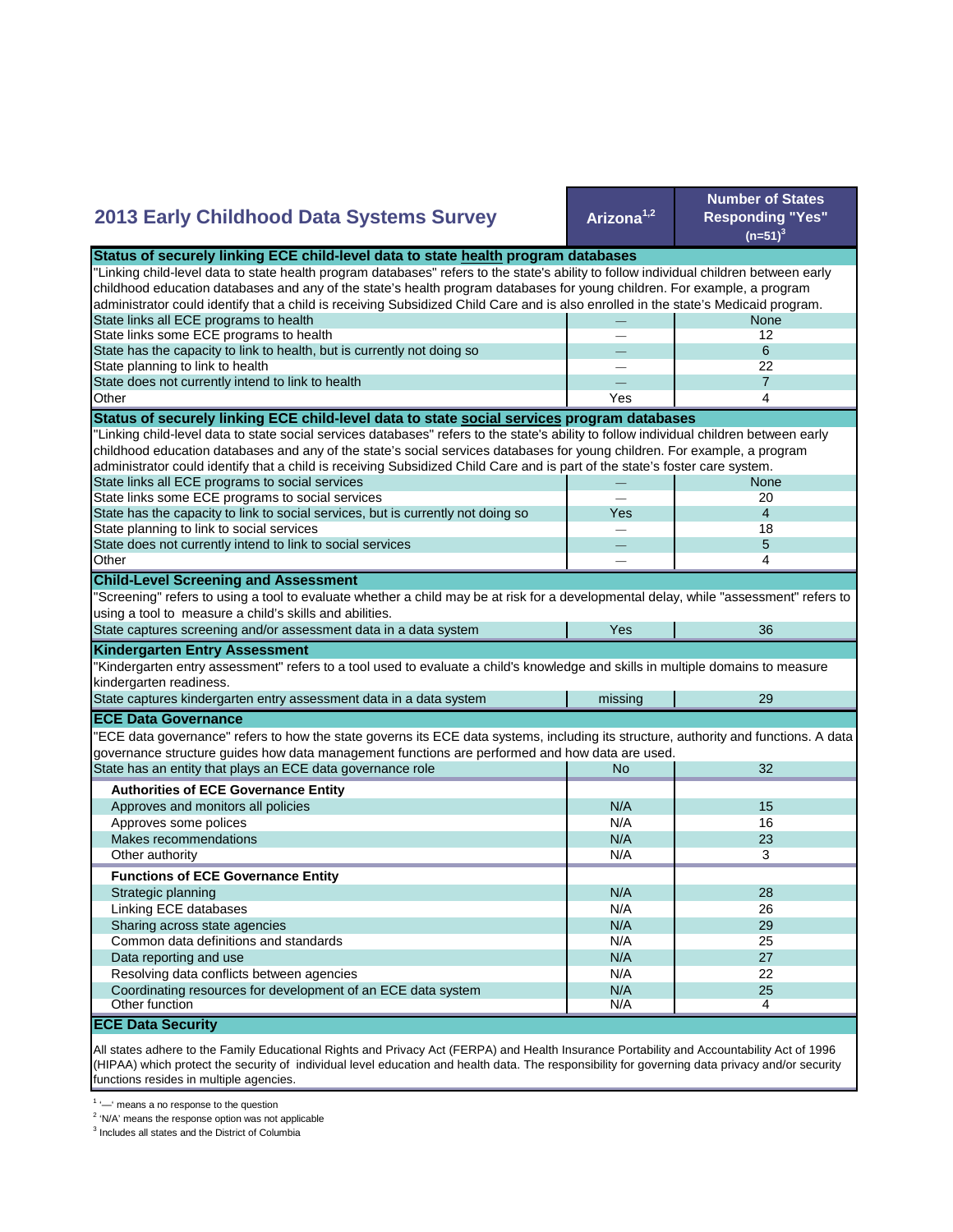| 2013 Early Childhood Data Systems Survey | Arizona[1,2] | Number of States Responding "Yes" (n=51)[3] |
|---|---|---|
| **Status of securely linking ECE child-level data to state health program databases** | | |
| "Linking child-level data to state health program databases" refers to the state's ability to follow individual children between early childhood education databases and any of the state's health program databases for young children. For example, a program administrator could identify that a child is receiving Subsidized Child Care and is also enrolled in the state's Medicaid program. | | |
| State links all ECE programs to health | — | None |
| State links some ECE programs to health | — | 12 |
| State has the capacity to link to health, but is currently not doing so | — | 6 |
| State planning to link to health | — | 22 |
| State does not currently intend to link to health | — | 7 |
| Other | Yes | 4 |
| **Status of securely linking ECE child-level data to state social services program databases** | | |
| "Linking child-level data to state social services databases" refers to the state's ability to follow individual children between early childhood education databases and any of the state's social services databases for young children. For example, a program administrator could identify that a child is receiving Subsidized Child Care and is part of the state's foster care system. | | |
| State links all ECE programs to social services | — | None |
| State links some ECE programs to social services | — | 20 |
| State has the capacity to link to social services, but is currently not doing so | Yes | 4 |
| State planning to link to social services | — | 18 |
| State does not currently intend to link to social services | — | 5 |
| Other | — | 4 |
| **Child-Level Screening and Assessment** | | |
| "Screening" refers to using a tool to evaluate whether a child may be at risk for a developmental delay, while "assessment" refers to using a tool to measure a child's skills and abilities. | | |
| State captures screening and/or assessment data in a data system | Yes | 36 |
| **Kindergarten Entry Assessment** | | |
| "Kindergarten entry assessment" refers to a tool used to evaluate a child's knowledge and skills in multiple domains to measure kindergarten readiness. | | |
| State captures kindergarten entry assessment data in a data system | missing | 29 |
| **ECE Data Governance** | | |
| "ECE data governance" refers to how the state governs its ECE data systems, including its structure, authority and functions. A data governance structure guides how data management functions are performed and how data are used. | | |
| State has an entity that plays an ECE data governance role | No | 32 |
| **Authorities of ECE Governance Entity** | | |
| Approves and monitors all policies | N/A | 15 |
| Approves some polices | N/A | 16 |
| Makes recommendations | N/A | 23 |
| Other authority | N/A | 3 |
| **Functions of ECE Governance Entity** | | |
| Strategic planning | N/A | 28 |
| Linking ECE databases | N/A | 26 |
| Sharing across state agencies | N/A | 29 |
| Common data definitions and standards | N/A | 25 |
| Data reporting and use | N/A | 27 |
| Resolving data conflicts between agencies | N/A | 22 |
| Coordinating resources for development of an ECE data system | N/A | 25 |
| Other function | N/A | 4 |
| **ECE Data Security** | | |
| All states adhere to the Family Educational Rights and Privacy Act (FERPA) and Health Insurance Portability and Accountability Act of 1996 (HIPAA) which protect the security of individual level education and health data. The responsibility for governing data privacy and/or security functions resides in multiple agencies. | | |

[1] '—' means a no response to the question

[2] 'N/A' means the response option was not applicable

[3] Includes all states and the District of Columbia